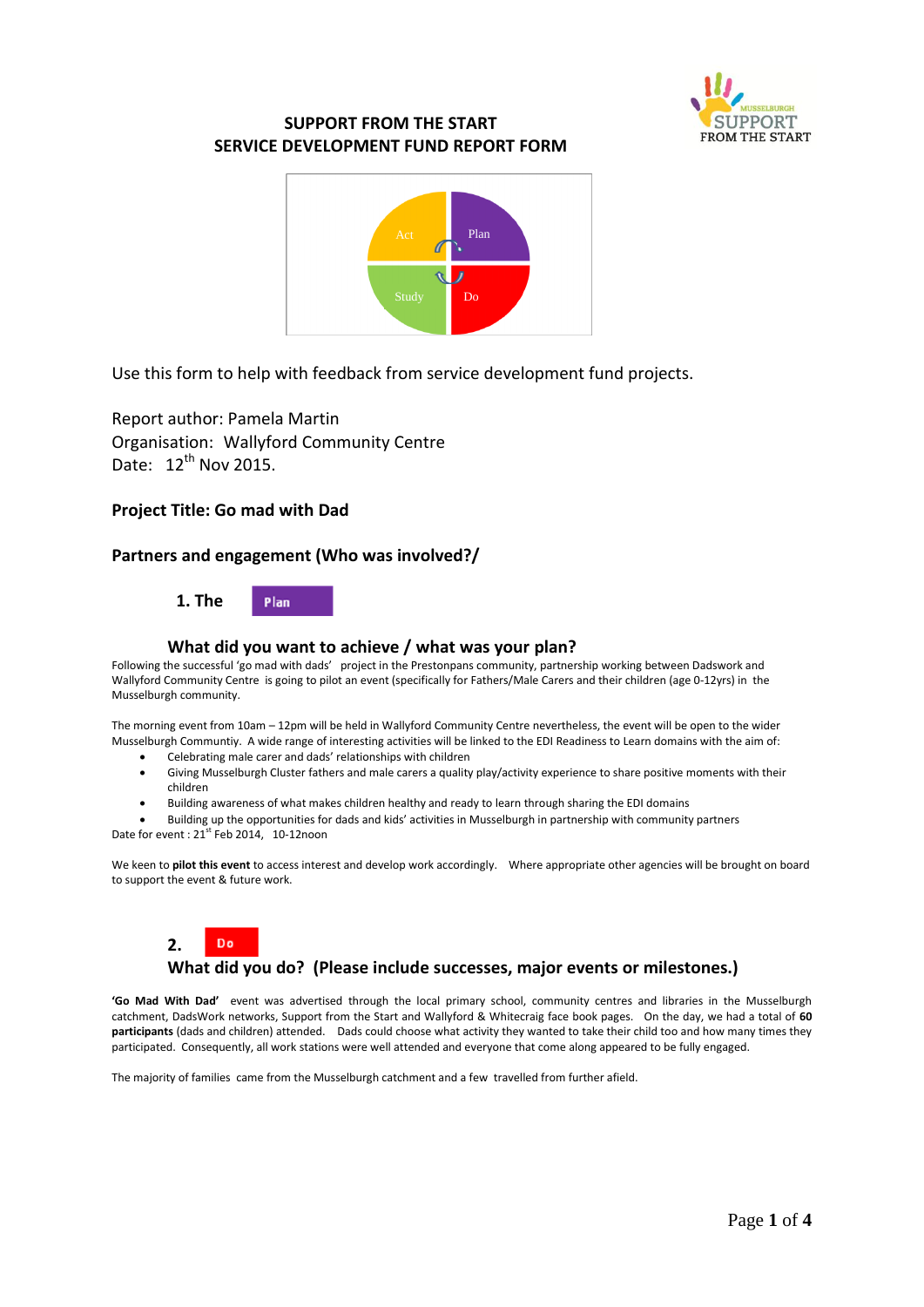# SUPPORT FROM THE START
# SERVICE DEVELOPMENT FUND REPORT FORM

Act
Plan
Study
Do

Use this form to help with feedback from service development fund projects.

Report author: Pamela Martin
Organisation: Wallyford Community Centre
Date: 12th Nov 2015.

**Project Title: Go mad with Dad**

**Partners and engagement (Who was involved?/**

## 1. The Plan

### What did you want to achieve / what was your plan?

Following the successful 'go mad with dads' project in the Prestonpans community, partnership working between Dadswork and Wallyford Community Centre is going to pilot an event (specifically for Fathers/Male Carers and their children (age 0-12yrs) in the Musselburgh community.

The morning event from 10am – 12pm will be held in Wallyford Community Centre nevertheless, the event will be open to the wider Musselburgh Communtiy. A wide range of interesting activities will be linked to the EDI Readiness to Learn domains with the aim of:

- Celebrating male carer and dads' relationships with children
- Giving Musselburgh Cluster fathers and male carers a quality play/activity experience to share positive moments with their children
- Building awareness of what makes children healthy and ready to learn through sharing the EDI domains
- Building up the opportunities for dads and kids' activities in Musselburgh in partnership with community partners

Date for event : 21st Feb 2014, 10-12noon

We keen to **pilot this event** to access interest and develop work accordingly. Where appropriate other agencies will be brought on board to support the event & future work.

## 2. Do

### What did you do? (Please include successes, major events or milestones.)

**'Go Mad With Dad'** event was advertised through the local primary school, community centres and libraries in the Musselburgh catchment, DadsWork networks, Support from the Start and Wallyford & Whitecraig face book pages. On the day, we had a total of **60 participants** (dads and children) attended. Dads could choose what activity they wanted to take their child too and how many times they participated. Consequently, all work stations were well attended and everyone that come along appeared to be fully engaged.

The majority of families came from the Musselburgh catchment and a few travelled from further afield.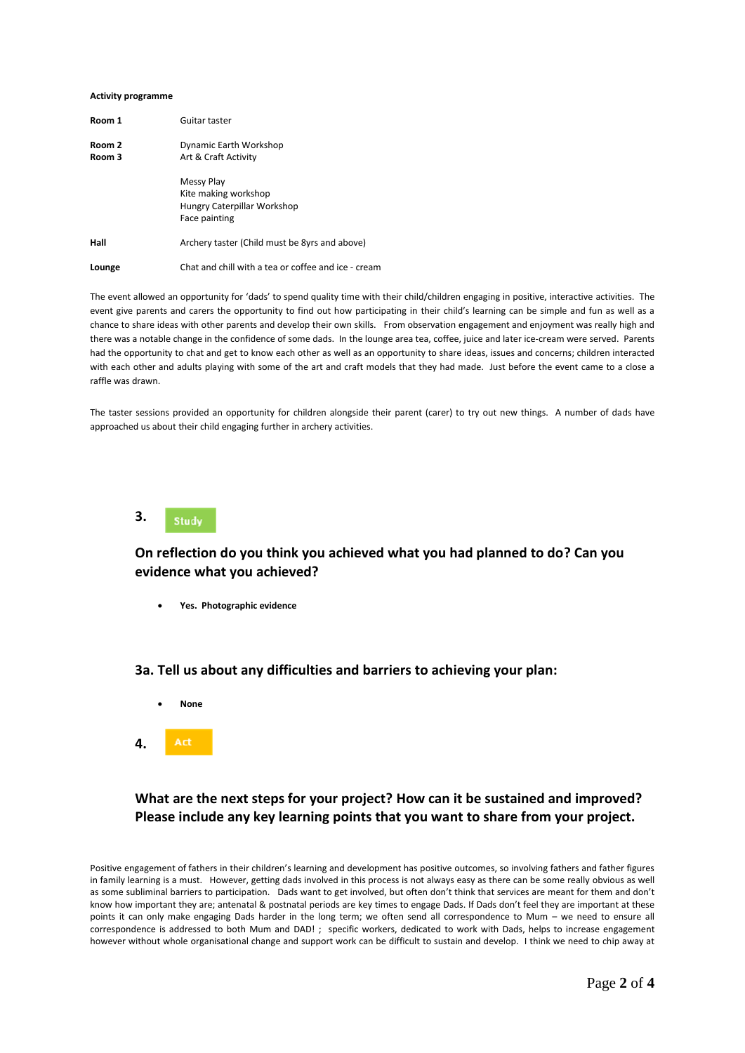**Activity programme**

| | |
|---|---|
| **Room 1** | Guitar taster |
| **Room 2** | Dynamic Earth Workshop |
| **Room 3** | Art & Craft Activity |
| | Messy Play<br>Kite making workshop<br>Hungry Caterpillar Workshop<br>Face painting |
| **Hall** | Archery taster (Child must be 8yrs and above) |
| **Lounge** | Chat and chill with a tea or coffee and ice - cream |

The event allowed an opportunity for 'dads' to spend quality time with their child/children engaging in positive, interactive activities. The event give parents and carers the opportunity to find out how participating in their child's learning can be simple and fun as well as a chance to share ideas with other parents and develop their own skills. From observation engagement and enjoyment was really high and there was a notable change in the confidence of some dads. In the lounge area tea, coffee, juice and later ice-cream were served. Parents had the opportunity to chat and get to know each other as well as an opportunity to share ideas, issues and concerns; children interacted with each other and adults playing with some of the art and craft models that they had made. Just before the event came to a close a raffle was drawn.

The taster sessions provided an opportunity for children alongside their parent (carer) to try out new things. A number of dads have approached us about their child engaging further in archery activities.

## 3. Study

### On reflection do you think you achieved what you had planned to do? Can you evidence what you achieved?

- **Yes. Photographic evidence**

### 3a. Tell us about any difficulties and barriers to achieving your plan:

- **None**

## 4. Act

### What are the next steps for your project? How can it be sustained and improved? Please include any key learning points that you want to share from your project.

Positive engagement of fathers in their children's learning and development has positive outcomes, so involving fathers and father figures in family learning is a must. However, getting dads involved in this process is not always easy as there can be some really obvious as well as some subliminal barriers to participation. Dads want to get involved, but often don't think that services are meant for them and don't know how important they are; antenatal & postnatal periods are key times to engage Dads. If Dads don't feel they are important at these points it can only make engaging Dads harder in the long term; we often send all correspondence to Mum – we need to ensure all correspondence is addressed to both Mum and DAD! ; specific workers, dedicated to work with Dads, helps to increase engagement however without whole organisational change and support work can be difficult to sustain and develop. I think we need to chip away at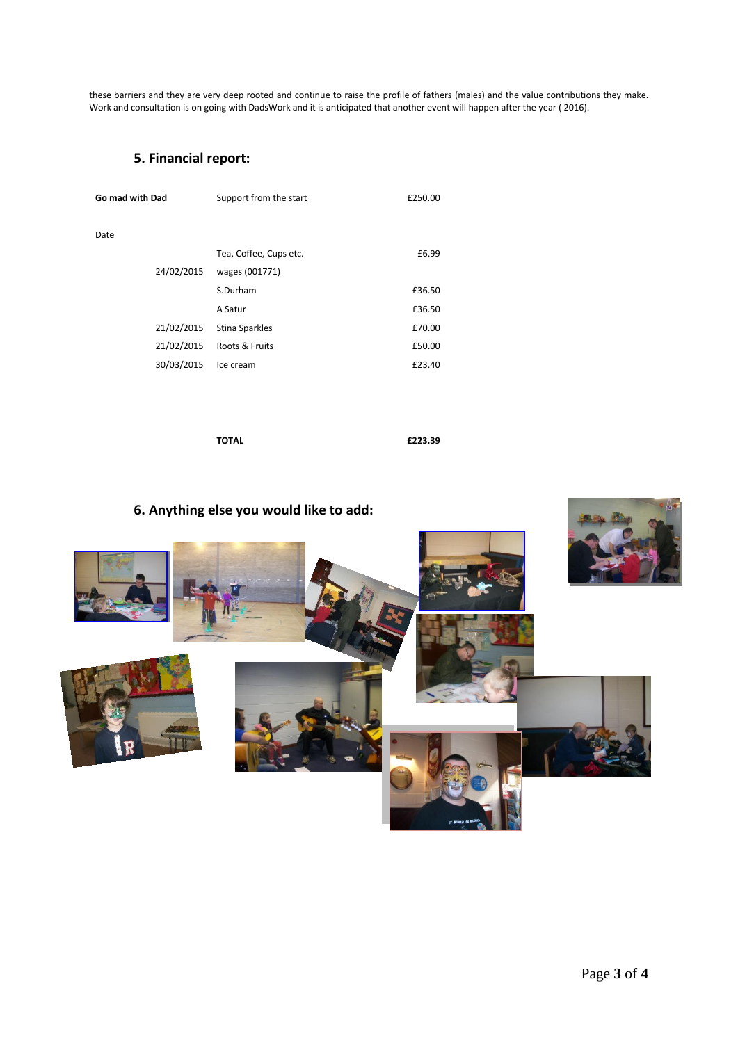these barriers and they are very deep rooted and continue to raise the profile of fathers (males) and the value contributions they make. Work and consultation is on going with DadsWork and it is anticipated that another event will happen after the year ( 2016).

## 5. Financial report:

| | | |
|---|---|---|
| **Go mad with Dad** | Support from the start | £250.00 |
| Date | | |
| | Tea, Coffee, Cups etc. | £6.99 |
| 24/02/2015 | wages (001771) | |
| | S.Durham | £36.50 |
| | A Satur | £36.50 |
| 21/02/2015 | Stina Sparkles | £70.00 |
| 21/02/2015 | Roots & Fruits | £50.00 |
| 30/03/2015 | Ice cream | £23.40 |
| | **TOTAL** | **£223.39** |

## 6. Anything else you would like to add: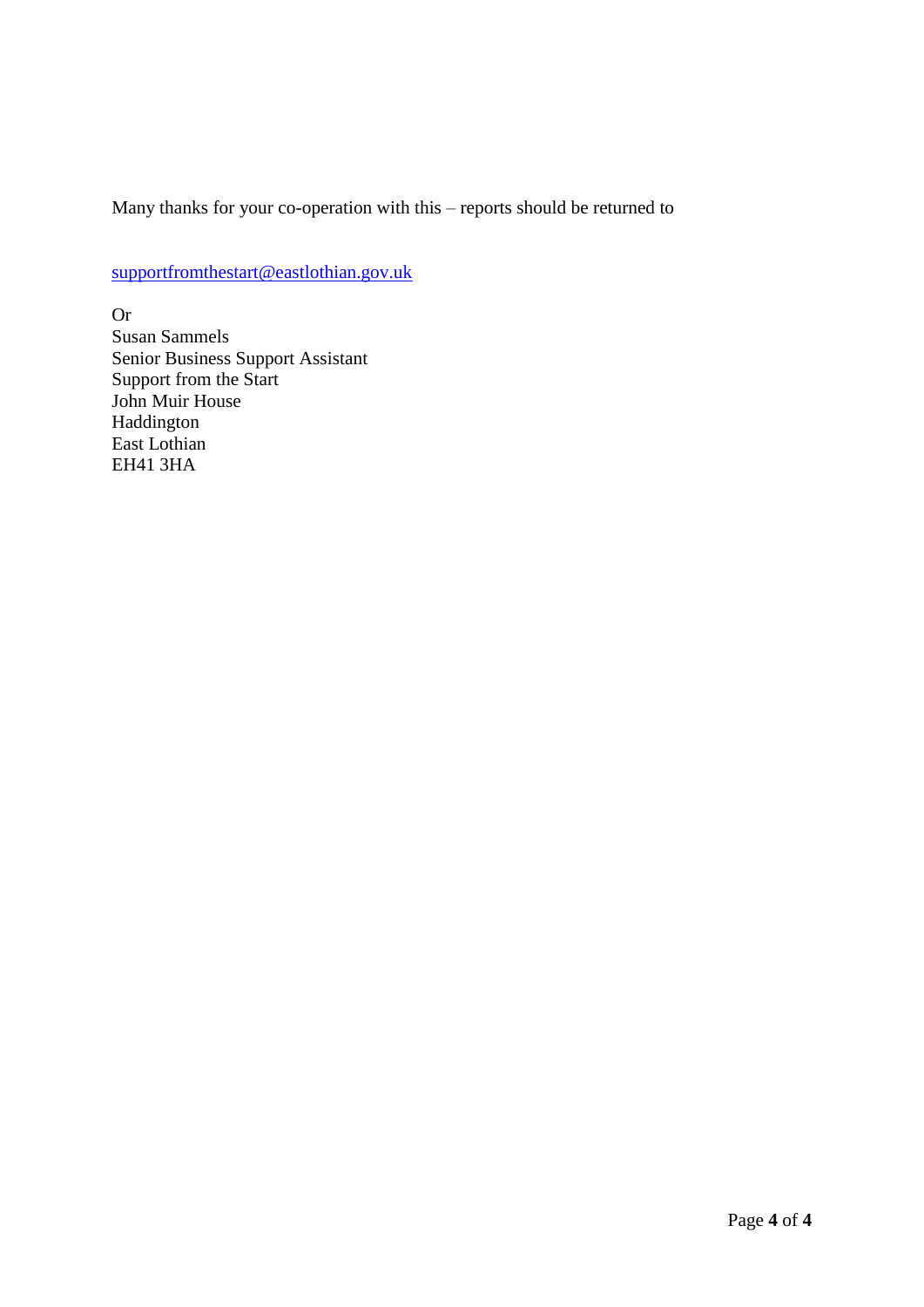Many thanks for your co-operation with this – reports should be returned to

supportfromthestart@eastlothian.gov.uk

Or  
Susan Sammels  
Senior Business Support Assistant  
Support from the Start  
John Muir House  
Haddington  
East Lothian  
EH41 3HA